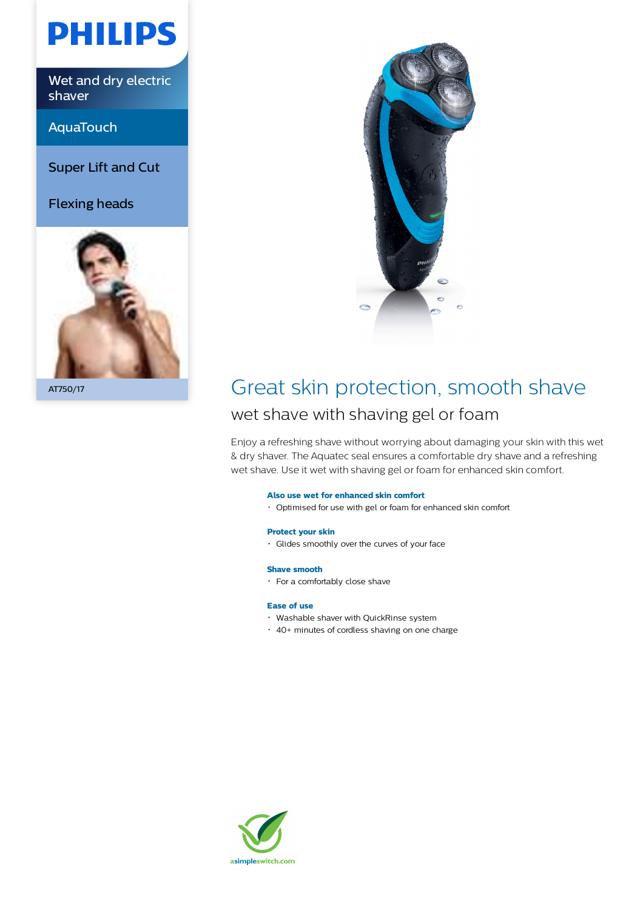# PHILIPS

Wet and dry electric shaver

AquaTouch

Super Lift and Cut

Flexing heads

AT750/17

## Great skin protection, smooth shave

### wet shave with shaving gel or foam

Enjoy a refreshing shave without worrying about damaging your skin with this wet & dry shaver. The Aquatec seal ensures a comfortable dry shave and a refreshing wet shave. Use it wet with shaving gel or foam for enhanced skin comfort.

**Also use wet for enhanced skin comfort**

- Optimised for use with gel or foam for enhanced skin comfort

**Protect your skin**

- Glides smoothly over the curves of your face

**Shave smooth**

- For a comfortably close shave

**Ease of use**

- Washable shaver with QuickRinse system
- 40+ minutes of cordless shaving on one charge

asimpleswitch.com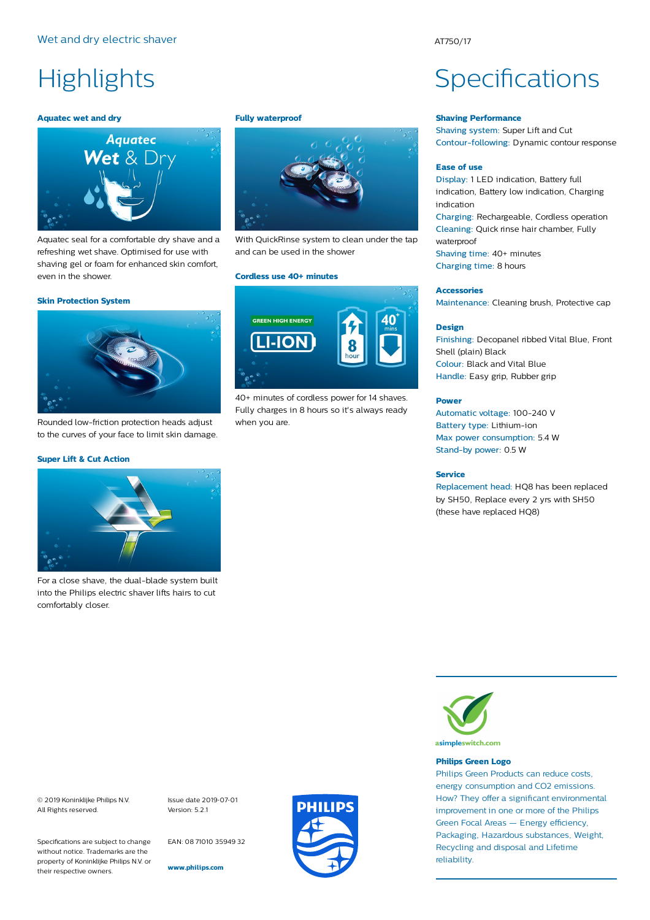Wet and dry electric shaver

AT750/17

# Highlights

### Aquatec wet and dry

Aquatec seal for a comfortable dry shave and a refreshing wet shave. Optimised for use with shaving gel or foam for enhanced skin comfort, even in the shower.

### Skin Protection System

Rounded low-friction protection heads adjust to the curves of your face to limit skin damage.

### Super Lift & Cut Action

For a close shave, the dual-blade system built into the Philips electric shaver lifts hairs to cut comfortably closer.

### Fully waterproof

With QuickRinse system to clean under the tap and can be used in the shower

### Cordless use 40+ minutes

40+ minutes of cordless power for 14 shaves. Fully charges in 8 hours so it's always ready when you are.

# Specifications

### Shaving Performance

- Shaving system: Super Lift and Cut
- Contour-following: Dynamic contour response

### Ease of use

- Display: 1 LED indication, Battery full indication, Battery low indication, Charging indication
- Charging: Rechargeable, Cordless operation
- Cleaning: Quick rinse hair chamber, Fully waterproof
- Shaving time: 40+ minutes
- Charging time: 8 hours

### Accessories

- Maintenance: Cleaning brush, Protective cap

### Design

- Finishing: Decopanel ribbed Vital Blue, Front Shell (plain) Black
- Colour: Black and Vital Blue
- Handle: Easy grip, Rubber grip

### Power

- Automatic voltage: 100-240 V
- Battery type: Lithium-ion
- Max power consumption: 5.4 W
- Stand-by power: 0.5 W

### Service

- Replacement head: HQ8 has been replaced by SH50, Replace every 2 yrs with SH50 (these have replaced HQ8)

asimpleswitch.com

### Philips Green Logo

Philips Green Products can reduce costs, energy consumption and CO2 emissions. How? They offer a significant environmental improvement in one or more of the Philips Green Focal Areas — Energy efficiency, Packaging, Hazardous substances, Weight, Recycling and disposal and Lifetime reliability.

© 2019 Koninklijke Philips N.V.
All Rights reserved.

Specifications are subject to change without notice. Trademarks are the property of Koninklijke Philips N.V. or their respective owners.

Issue date 2019-07-01
Version: 5.2.1

EAN: 08 71010 35949 32

www.philips.com